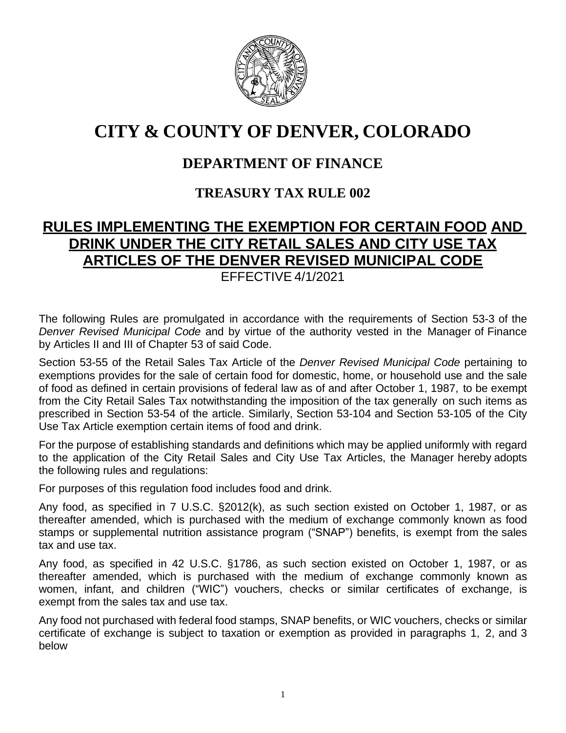# CITY & COUNTY OF DENVER, COLORADO

## DEPARTMENT OF FINANCE

### TREASURY TAX RULE 002

## RULES IMPLEMENTING THE EXEMPTION FOR CERTAIN FOOD AND DRINK UNDER THE CITY RETAIL SALES AND CITY USE TAX ARTICLES OF THE DENVER REVISED MUNICIPAL CODE

EFFECTIVE 4/1/2021

The following Rules are promulgated in accordance with the requirements of Section 53-3 of the *Denver Revised Municipal Code* and by virtue of the authority vested in the Manager of Finance by Articles II and III of Chapter 53 of said Code.

Section 53-55 of the Retail Sales Tax Article of the *Denver Revised Municipal Code* pertaining to exemptions provides for the sale of certain food for domestic, home, or household use and the sale of food as defined in certain provisions of federal law as of and after October 1, 1987, to be exempt from the City Retail Sales Tax notwithstanding the imposition of the tax generally on such items as prescribed in Section 53-54 of the article. Similarly, Section 53-104 and Section 53-105 of the City Use Tax Article exemption certain items of food and drink.

For the purpose of establishing standards and definitions which may be applied uniformly with regard to the application of the City Retail Sales and City Use Tax Articles, the Manager hereby adopts the following rules and regulations:

For purposes of this regulation food includes food and drink.

Any food, as specified in 7 U.S.C. §2012(k), as such section existed on October 1, 1987, or as thereafter amended, which is purchased with the medium of exchange commonly known as food stamps or supplemental nutrition assistance program ("SNAP") benefits, is exempt from the sales tax and use tax.

Any food, as specified in 42 U.S.C. §1786, as such section existed on October 1, 1987, or as thereafter amended, which is purchased with the medium of exchange commonly known as women, infant, and children ("WIC") vouchers, checks or similar certificates of exchange, is exempt from the sales tax and use tax.

Any food not purchased with federal food stamps, SNAP benefits, or WIC vouchers, checks or similar certificate of exchange is subject to taxation or exemption as provided in paragraphs 1, 2, and 3 below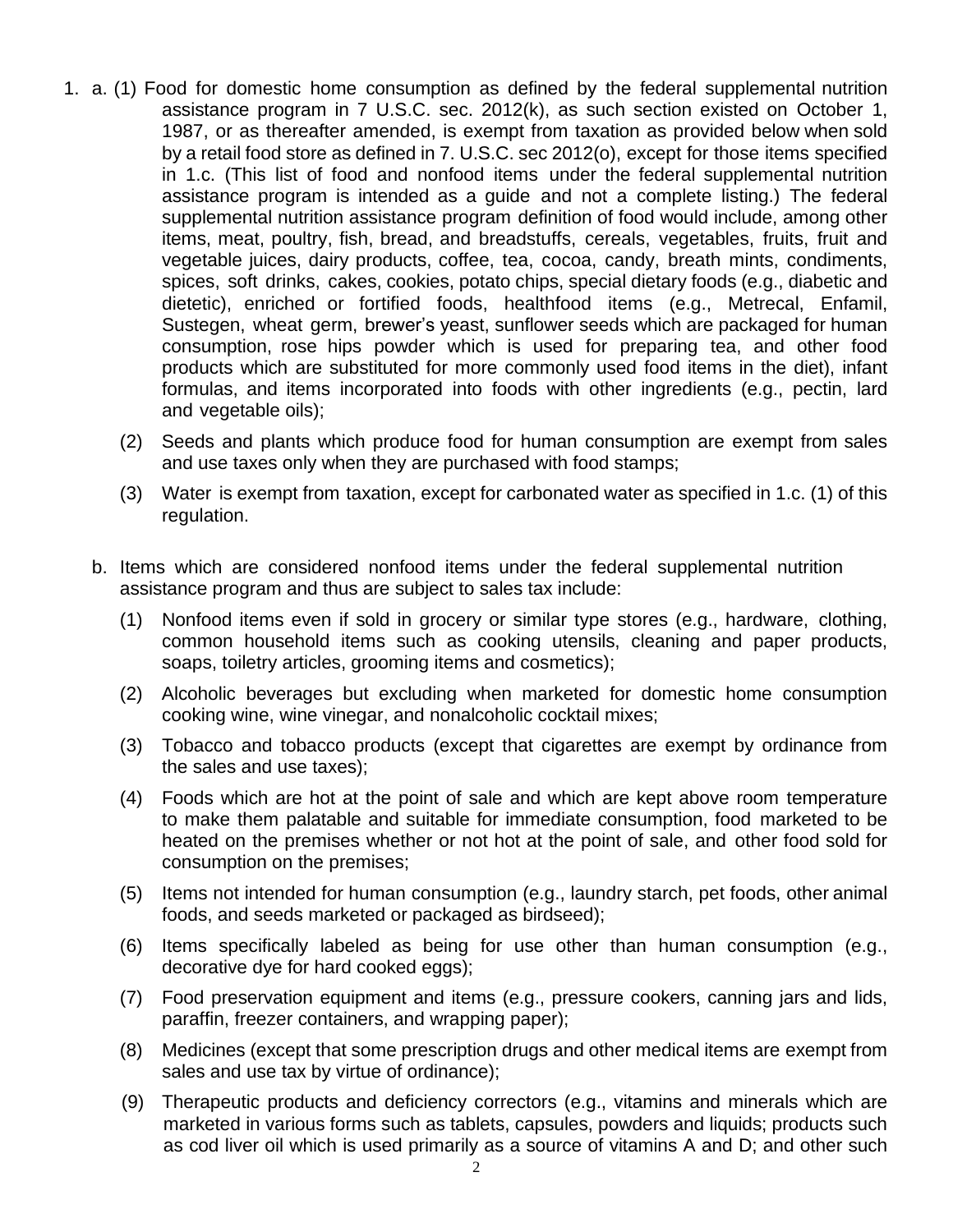1. a. (1) Food for domestic home consumption as defined by the federal supplemental nutrition assistance program in 7 U.S.C. sec. 2012(k), as such section existed on October 1, 1987, or as thereafter amended, is exempt from taxation as provided below when sold by a retail food store as defined in 7. U.S.C. sec 2012(o), except for those items specified in 1.c. (This list of food and nonfood items under the federal supplemental nutrition assistance program is intended as a guide and not a complete listing.) The federal supplemental nutrition assistance program definition of food would include, among other items, meat, poultry, fish, bread, and breadstuffs, cereals, vegetables, fruits, fruit and vegetable juices, dairy products, coffee, tea, cocoa, candy, breath mints, condiments, spices, soft drinks, cakes, cookies, potato chips, special dietary foods (e.g., diabetic and dietetic), enriched or fortified foods, healthfood items (e.g., Metrecal, Enfamil, Sustegen, wheat germ, brewer's yeast, sunflower seeds which are packaged for human consumption, rose hips powder which is used for preparing tea, and other food products which are substituted for more commonly used food items in the diet), infant formulas, and items incorporated into foods with other ingredients (e.g., pectin, lard and vegetable oils);

   (2) Seeds and plants which produce food for human consumption are exempt from sales and use taxes only when they are purchased with food stamps;

   (3) Water is exempt from taxation, except for carbonated water as specified in 1.c. (1) of this regulation.

   b. Items which are considered nonfood items under the federal supplemental nutrition assistance program and thus are subject to sales tax include:

   (1) Nonfood items even if sold in grocery or similar type stores (e.g., hardware, clothing, common household items such as cooking utensils, cleaning and paper products, soaps, toiletry articles, grooming items and cosmetics);

   (2) Alcoholic beverages but excluding when marketed for domestic home consumption cooking wine, wine vinegar, and nonalcoholic cocktail mixes;

   (3) Tobacco and tobacco products (except that cigarettes are exempt by ordinance from the sales and use taxes);

   (4) Foods which are hot at the point of sale and which are kept above room temperature to make them palatable and suitable for immediate consumption, food marketed to be heated on the premises whether or not hot at the point of sale, and other food sold for consumption on the premises;

   (5) Items not intended for human consumption (e.g., laundry starch, pet foods, other animal foods, and seeds marketed or packaged as birdseed);

   (6) Items specifically labeled as being for use other than human consumption (e.g., decorative dye for hard cooked eggs);

   (7) Food preservation equipment and items (e.g., pressure cookers, canning jars and lids, paraffin, freezer containers, and wrapping paper);

   (8) Medicines (except that some prescription drugs and other medical items are exempt from sales and use tax by virtue of ordinance);

   (9) Therapeutic products and deficiency correctors (e.g., vitamins and minerals which are marketed in various forms such as tablets, capsules, powders and liquids; products such as cod liver oil which is used primarily as a source of vitamins A and D; and other such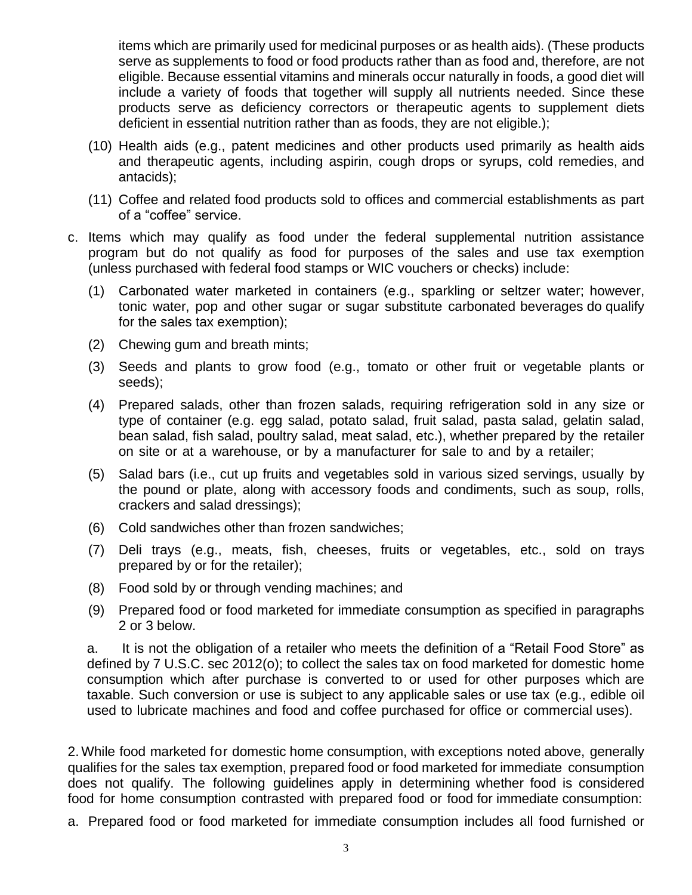items which are primarily used for medicinal purposes or as health aids). (These products serve as supplements to food or food products rather than as food and, therefore, are not eligible. Because essential vitamins and minerals occur naturally in foods, a good diet will include a variety of foods that together will supply all nutrients needed. Since these products serve as deficiency correctors or therapeutic agents to supplement diets deficient in essential nutrition rather than as foods, they are not eligible.);

(10) Health aids (e.g., patent medicines and other products used primarily as health aids and therapeutic agents, including aspirin, cough drops or syrups, cold remedies, and antacids);

(11) Coffee and related food products sold to offices and commercial establishments as part of a "coffee" service.

c. Items which may qualify as food under the federal supplemental nutrition assistance program but do not qualify as food for purposes of the sales and use tax exemption (unless purchased with federal food stamps or WIC vouchers or checks) include:

(1) Carbonated water marketed in containers (e.g., sparkling or seltzer water; however, tonic water, pop and other sugar or sugar substitute carbonated beverages do qualify for the sales tax exemption);

(2) Chewing gum and breath mints;

(3) Seeds and plants to grow food (e.g., tomato or other fruit or vegetable plants or seeds);

(4) Prepared salads, other than frozen salads, requiring refrigeration sold in any size or type of container (e.g. egg salad, potato salad, fruit salad, pasta salad, gelatin salad, bean salad, fish salad, poultry salad, meat salad, etc.), whether prepared by the retailer on site or at a warehouse, or by a manufacturer for sale to and by a retailer;

(5) Salad bars (i.e., cut up fruits and vegetables sold in various sized servings, usually by the pound or plate, along with accessory foods and condiments, such as soup, rolls, crackers and salad dressings);

(6) Cold sandwiches other than frozen sandwiches;

(7) Deli trays (e.g., meats, fish, cheeses, fruits or vegetables, etc., sold on trays prepared by or for the retailer);

(8) Food sold by or through vending machines; and

(9) Prepared food or food marketed for immediate consumption as specified in paragraphs 2 or 3 below.

a. It is not the obligation of a retailer who meets the definition of a "Retail Food Store" as defined by 7 U.S.C. sec 2012(o); to collect the sales tax on food marketed for domestic home consumption which after purchase is converted to or used for other purposes which are taxable. Such conversion or use is subject to any applicable sales or use tax (e.g., edible oil used to lubricate machines and food and coffee purchased for office or commercial uses).

2. While food marketed for domestic home consumption, with exceptions noted above, generally qualifies for the sales tax exemption, prepared food or food marketed for immediate consumption does not qualify. The following guidelines apply in determining whether food is considered food for home consumption contrasted with prepared food or food for immediate consumption:

a. Prepared food or food marketed for immediate consumption includes all food furnished or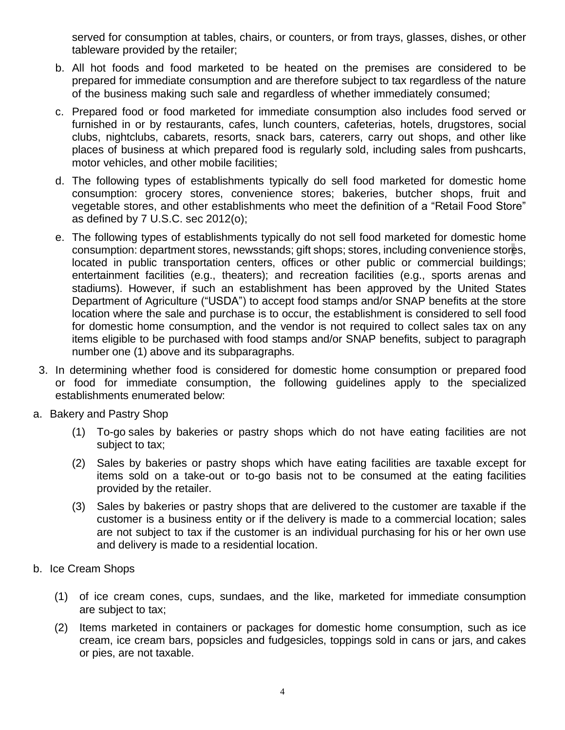served for consumption at tables, chairs, or counters, or from trays, glasses, dishes, or other tableware provided by the retailer;

b. All hot foods and food marketed to be heated on the premises are considered to be prepared for immediate consumption and are therefore subject to tax regardless of the nature of the business making such sale and regardless of whether immediately consumed;

c. Prepared food or food marketed for immediate consumption also includes food served or furnished in or by restaurants, cafes, lunch counters, cafeterias, hotels, drugstores, social clubs, nightclubs, cabarets, resorts, snack bars, caterers, carry out shops, and other like places of business at which prepared food is regularly sold, including sales from pushcarts, motor vehicles, and other mobile facilities;

d. The following types of establishments typically do sell food marketed for domestic home consumption: grocery stores, convenience stores; bakeries, butcher shops, fruit and vegetable stores, and other establishments who meet the definition of a "Retail Food Store" as defined by 7 U.S.C. sec 2012(o);

e. The following types of establishments typically do not sell food marketed for domestic home consumption: department stores, newsstands; gift shops; stores, including convenience stores, located in public transportation centers, offices or other public or commercial buildings; entertainment facilities (e.g., theaters); and recreation facilities (e.g., sports arenas and stadiums). However, if such an establishment has been approved by the United States Department of Agriculture ("USDA") to accept food stamps and/or SNAP benefits at the store location where the sale and purchase is to occur, the establishment is considered to sell food for domestic home consumption, and the vendor is not required to collect sales tax on any items eligible to be purchased with food stamps and/or SNAP benefits, subject to paragraph number one (1) above and its subparagraphs.

3. In determining whether food is considered for domestic home consumption or prepared food or food for immediate consumption, the following guidelines apply to the specialized establishments enumerated below:

a. Bakery and Pastry Shop

(1) To-go sales by bakeries or pastry shops which do not have eating facilities are not subject to tax;

(2) Sales by bakeries or pastry shops which have eating facilities are taxable except for items sold on a take-out or to-go basis not to be consumed at the eating facilities provided by the retailer.

(3) Sales by bakeries or pastry shops that are delivered to the customer are taxable if the customer is a business entity or if the delivery is made to a commercial location; sales are not subject to tax if the customer is an individual purchasing for his or her own use and delivery is made to a residential location.

b. Ice Cream Shops

(1) of ice cream cones, cups, sundaes, and the like, marketed for immediate consumption are subject to tax;

(2) Items marketed in containers or packages for domestic home consumption, such as ice cream, ice cream bars, popsicles and fudgesicles, toppings sold in cans or jars, and cakes or pies, are not taxable.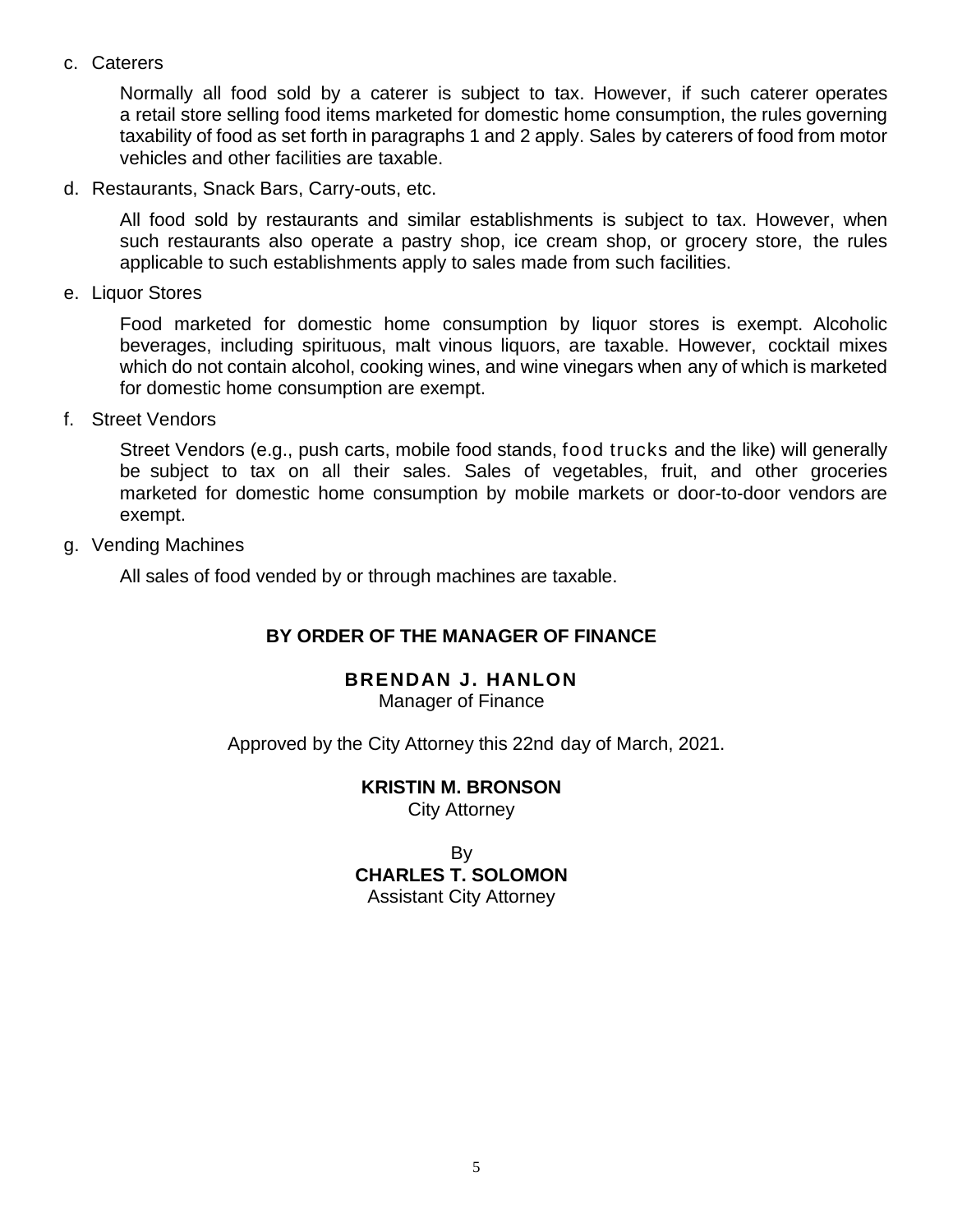c. Caterers

   Normally all food sold by a caterer is subject to tax. However, if such caterer operates a retail store selling food items marketed for domestic home consumption, the rules governing taxability of food as set forth in paragraphs 1 and 2 apply. Sales by caterers of food from motor vehicles and other facilities are taxable.

d. Restaurants, Snack Bars, Carry-outs, etc.

   All food sold by restaurants and similar establishments is subject to tax. However, when such restaurants also operate a pastry shop, ice cream shop, or grocery store, the rules applicable to such establishments apply to sales made from such facilities.

e. Liquor Stores

   Food marketed for domestic home consumption by liquor stores is exempt. Alcoholic beverages, including spirituous, malt vinous liquors, are taxable. However, cocktail mixes which do not contain alcohol, cooking wines, and wine vinegars when any of which is marketed for domestic home consumption are exempt.

f. Street Vendors

   Street Vendors (e.g., push carts, mobile food stands, food trucks and the like) will generally be subject to tax on all their sales. Sales of vegetables, fruit, and other groceries marketed for domestic home consumption by mobile markets or door-to-door vendors are exempt.

g. Vending Machines

   All sales of food vended by or through machines are taxable.

**BY ORDER OF THE MANAGER OF FINANCE**

**BRENDAN J. HANLON**
Manager of Finance

Approved by the City Attorney this 22nd day of March, 2021.

**KRISTIN M. BRONSON**
City Attorney

By
**CHARLES T. SOLOMON**
Assistant City Attorney